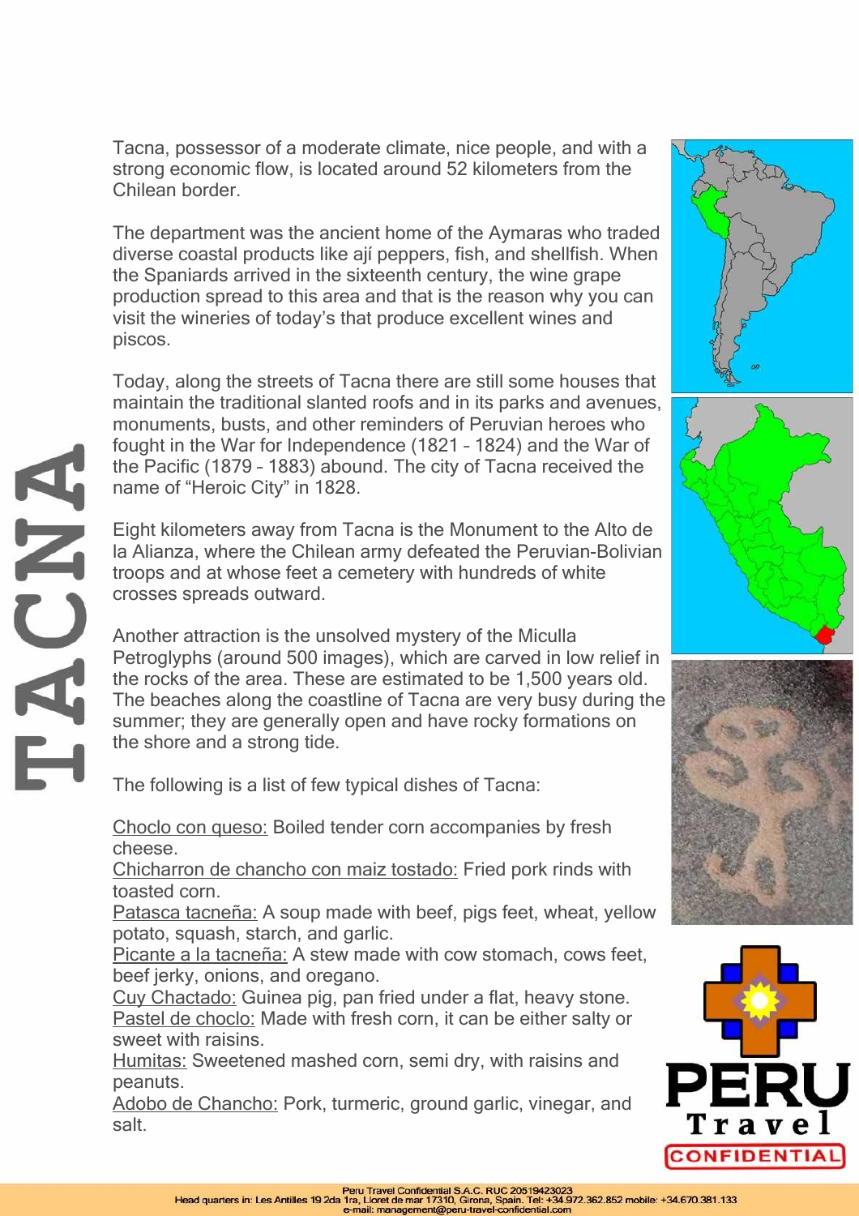# TACNA

Tacna, possessor of a moderate climate, nice people, and with a strong economic flow, is located around 52 kilometers from the Chilean border.

The department was the ancient home of the Aymaras who traded diverse coastal products like ají peppers, fish, and shellfish. When the Spaniards arrived in the sixteenth century, the wine grape production spread to this area and that is the reason why you can visit the wineries of today's that produce excellent wines and piscos.

Today, along the streets of Tacna there are still some houses that maintain the traditional slanted roofs and in its parks and avenues, monuments, busts, and other reminders of Peruvian heroes who fought in the War for Independence (1821 – 1824) and the War of the Pacific (1879 – 1883) abound. The city of Tacna received the name of "Heroic City" in 1828.

Eight kilometers away from Tacna is the Monument to the Alto de la Alianza, where the Chilean army defeated the Peruvian-Bolivian troops and at whose feet a cemetery with hundreds of white crosses spreads outward.

Another attraction is the unsolved mystery of the Miculla Petroglyphs (around 500 images), which are carved in low relief in the rocks of the area. These are estimated to be 1,500 years old. The beaches along the coastline of Tacna are very busy during the summer; they are generally open and have rocky formations on the shore and a strong tide.

The following is a list of few typical dishes of Tacna:

Choclo con queso: Boiled tender corn accompanies by fresh cheese.
Chicharron de chancho con maiz tostado: Fried pork rinds with toasted corn.
Patasca tacneña: A soup made with beef, pigs feet, wheat, yellow potato, squash, starch, and garlic.
Picante a la tacneña: A stew made with cow stomach, cows feet, beef jerky, onions, and oregano.
Cuy Chactado: Guinea pig, pan fried under a flat, heavy stone.
Pastel de choclo: Made with fresh corn, it can be either salty or sweet with raisins.
Humitas: Sweetened mashed corn, semi dry, with raisins and peanuts.
Adobo de Chancho: Pork, turmeric, ground garlic, vinegar, and salt.

PERU Travel CONFIDENTIAL

Peru Travel Confidential S.A.C. RUC 20519423023
Head quarters in: Les Antilles 19 2da 1ra, Lloret de mar 17310, Girona, Spain. Tel: +34.972.362.852 mobile: +34.670.381.133
e-mail: management@peru-travel-confidential.com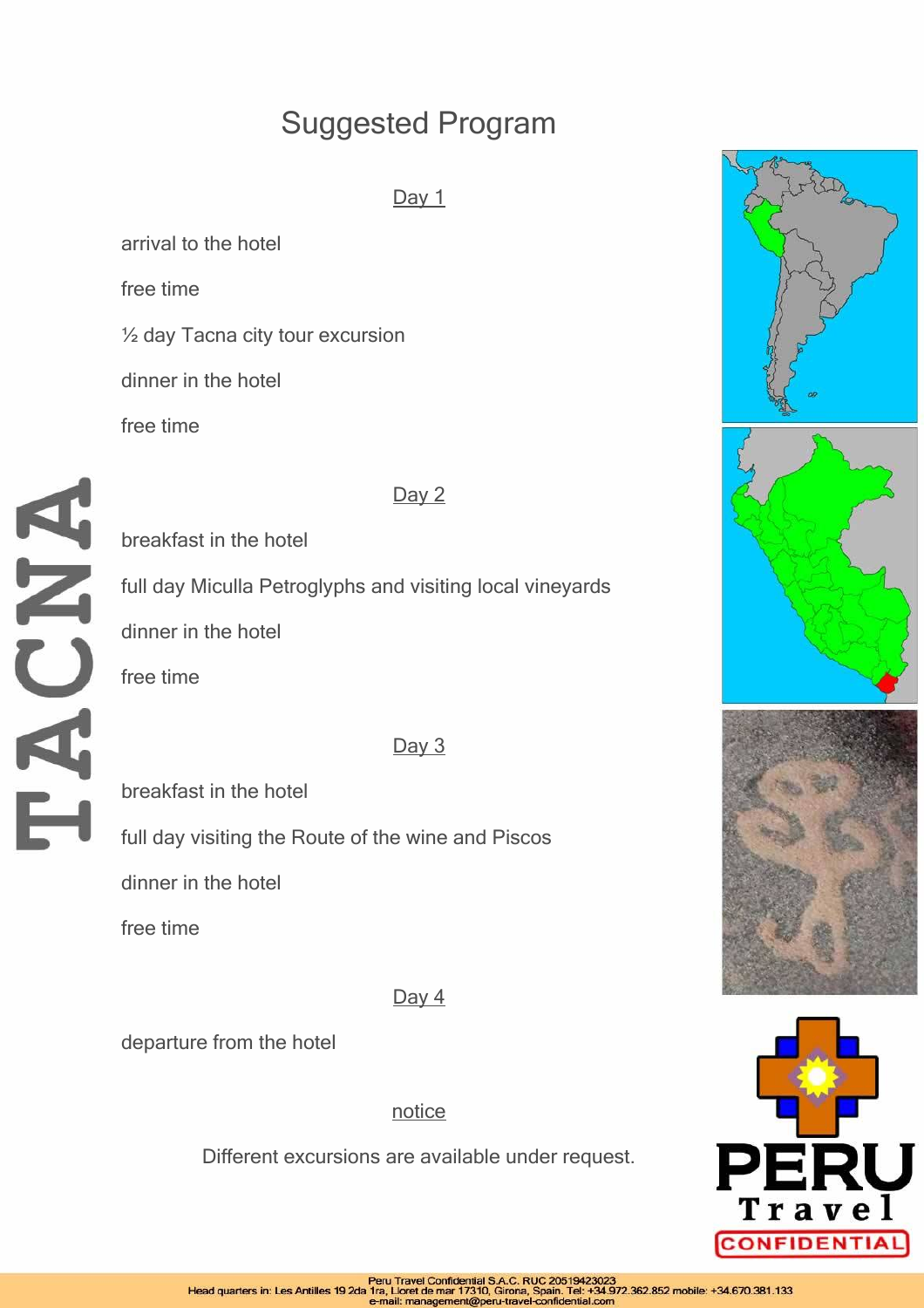# Suggested Program

TACNA

## Day 1

arrival to the hotel

free time

½ day Tacna city tour excursion

dinner in the hotel

free time

## Day 2

breakfast in the hotel

full day Miculla Petroglyphs and visiting local vineyards

dinner in the hotel

free time

## Day 3

breakfast in the hotel

full day visiting the Route of the wine and Piscos

dinner in the hotel

free time

## Day 4

departure from the hotel

## notice

Different excursions are available under request.

PERU Travel CONFIDENTIAL

Peru Travel Confidential S.A.C. RUC 20519423023
Head quarters in: Les Antilles 19 2da 1ra, Lloret de mar 17310, Girona, Spain. Tel: +34.972.362.852 mobile: +34.670.381.133
e-mail: management@peru-travel-confidential.com